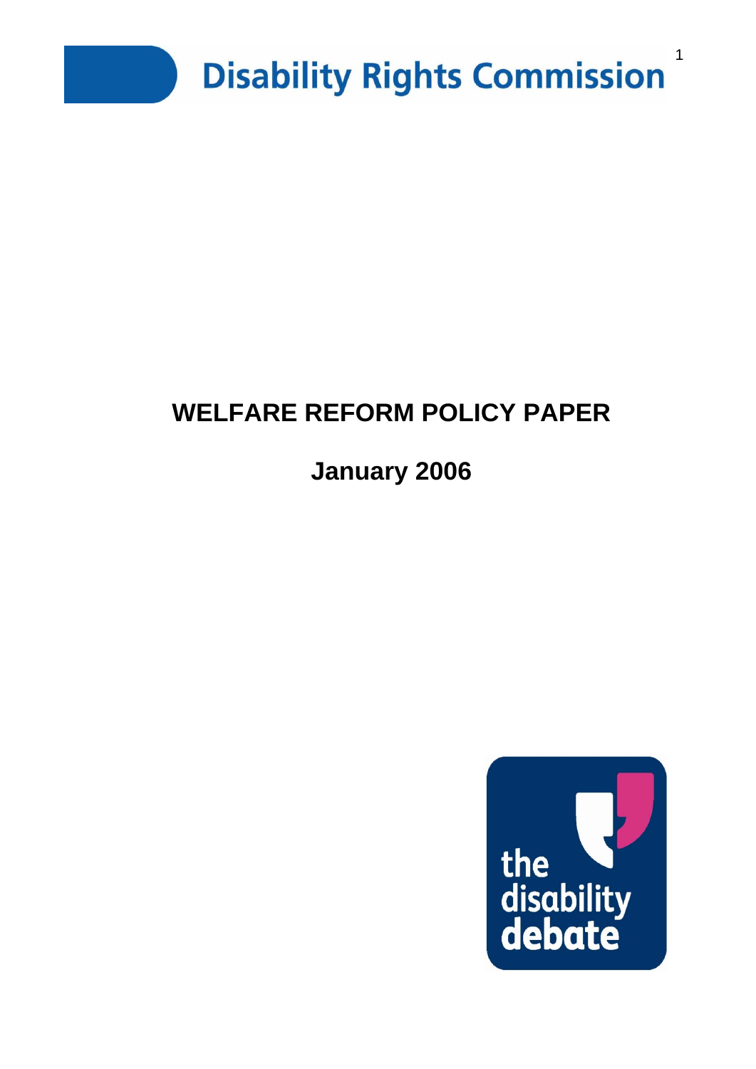Disability Rights Commission

# WELFARE REFORM POLICY PAPER

## January 2006

the disability debate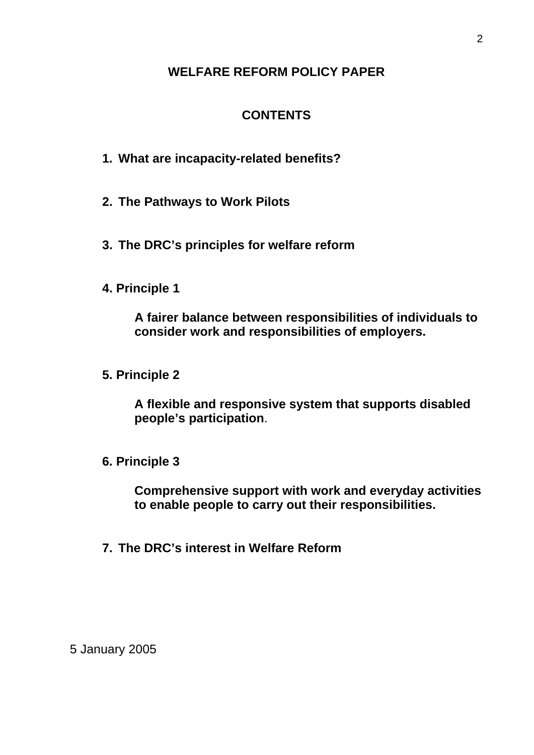# WELFARE REFORM POLICY PAPER

## CONTENTS

1. **What are incapacity-related benefits?**

2. **The Pathways to Work Pilots**

3. **The DRC's principles for welfare reform**

4. **Principle 1**

   **A fairer balance between responsibilities of individuals to consider work and responsibilities of employers.**

5. **Principle 2**

   **A flexible and responsive system that supports disabled people's participation**.

6. **Principle 3**

   **Comprehensive support with work and everyday activities to enable people to carry out their responsibilities.**

7. **The DRC's interest in Welfare Reform**

5 January 2005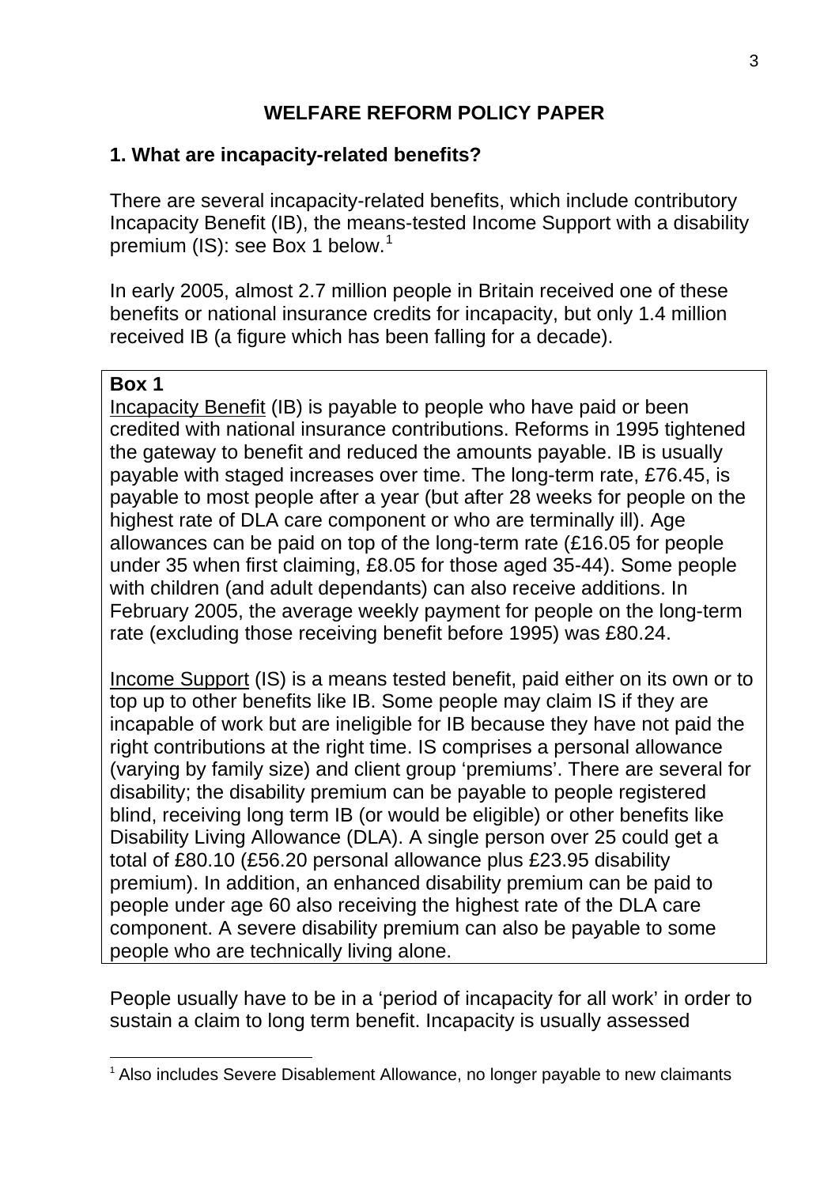# WELFARE REFORM POLICY PAPER

## 1. What are incapacity-related benefits?

There are several incapacity-related benefits, which include contributory Incapacity Benefit (IB), the means-tested Income Support with a disability premium (IS): see Box 1 below.[1]

In early 2005, almost 2.7 million people in Britain received one of these benefits or national insurance credits for incapacity, but only 1.4 million received IB (a figure which has been falling for a decade).

> **Box 1**
>
> Incapacity Benefit (IB) is payable to people who have paid or been credited with national insurance contributions. Reforms in 1995 tightened the gateway to benefit and reduced the amounts payable. IB is usually payable with staged increases over time. The long-term rate, £76.45, is payable to most people after a year (but after 28 weeks for people on the highest rate of DLA care component or who are terminally ill). Age allowances can be paid on top of the long-term rate (£16.05 for people under 35 when first claiming, £8.05 for those aged 35-44). Some people with children (and adult dependants) can also receive additions. In February 2005, the average weekly payment for people on the long-term rate (excluding those receiving benefit before 1995) was £80.24.
>
> Income Support (IS) is a means tested benefit, paid either on its own or to top up to other benefits like IB. Some people may claim IS if they are incapable of work but are ineligible for IB because they have not paid the right contributions at the right time. IS comprises a personal allowance (varying by family size) and client group 'premiums'. There are several for disability; the disability premium can be payable to people registered blind, receiving long term IB (or would be eligible) or other benefits like Disability Living Allowance (DLA). A single person over 25 could get a total of £80.10 (£56.20 personal allowance plus £23.95 disability premium). In addition, an enhanced disability premium can be paid to people under age 60 also receiving the highest rate of the DLA care component. A severe disability premium can also be payable to some people who are technically living alone.

People usually have to be in a 'period of incapacity for all work' in order to sustain a claim to long term benefit. Incapacity is usually assessed

[1] Also includes Severe Disablement Allowance, no longer payable to new claimants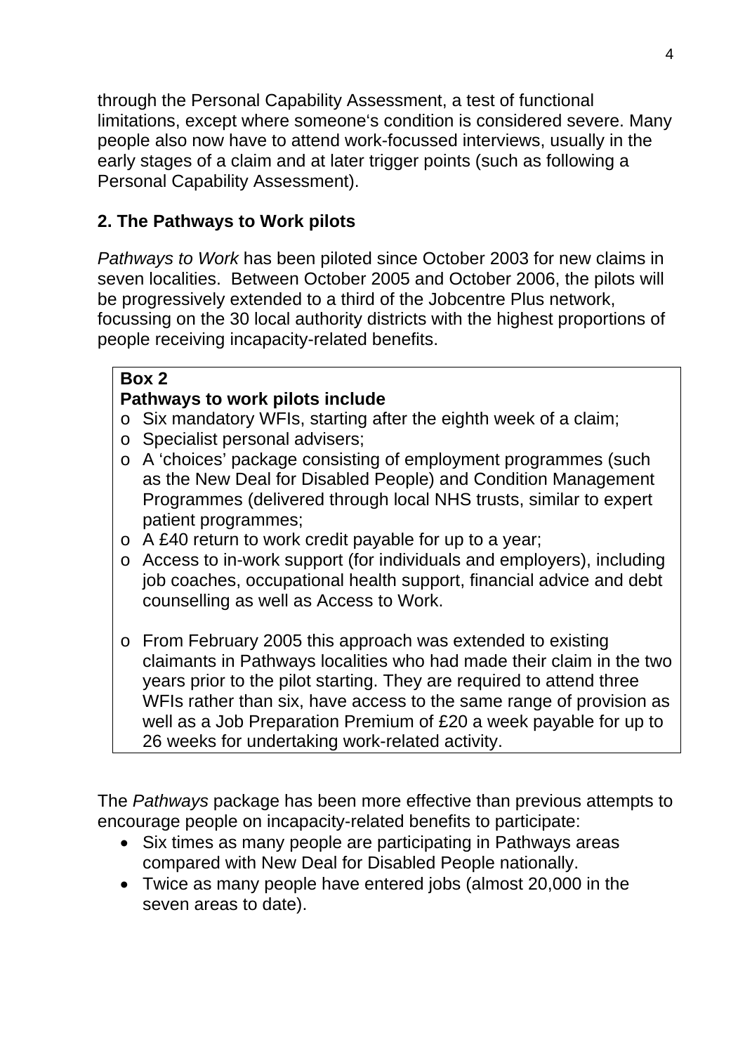through the Personal Capability Assessment, a test of functional limitations, except where someone's condition is considered severe. Many people also now have to attend work-focussed interviews, usually in the early stages of a claim and at later trigger points (such as following a Personal Capability Assessment).

## 2. The Pathways to Work pilots

*Pathways to Work* has been piloted since October 2003 for new claims in seven localities. Between October 2005 and October 2006, the pilots will be progressively extended to a third of the Jobcentre Plus network, focussing on the 30 local authority districts with the highest proportions of people receiving incapacity-related benefits.

> **Box 2**
> **Pathways to work pilots include**
> - Six mandatory WFIs, starting after the eighth week of a claim;
> - Specialist personal advisers;
> - A 'choices' package consisting of employment programmes (such as the New Deal for Disabled People) and Condition Management Programmes (delivered through local NHS trusts, similar to expert patient programmes;
> - A £40 return to work credit payable for up to a year;
> - Access to in-work support (for individuals and employers), including job coaches, occupational health support, financial advice and debt counselling as well as Access to Work.
>
> - From February 2005 this approach was extended to existing claimants in Pathways localities who had made their claim in the two years prior to the pilot starting. They are required to attend three WFIs rather than six, have access to the same range of provision as well as a Job Preparation Premium of £20 a week payable for up to 26 weeks for undertaking work-related activity.

The *Pathways* package has been more effective than previous attempts to encourage people on incapacity-related benefits to participate:

- Six times as many people are participating in Pathways areas compared with New Deal for Disabled People nationally.
- Twice as many people have entered jobs (almost 20,000 in the seven areas to date).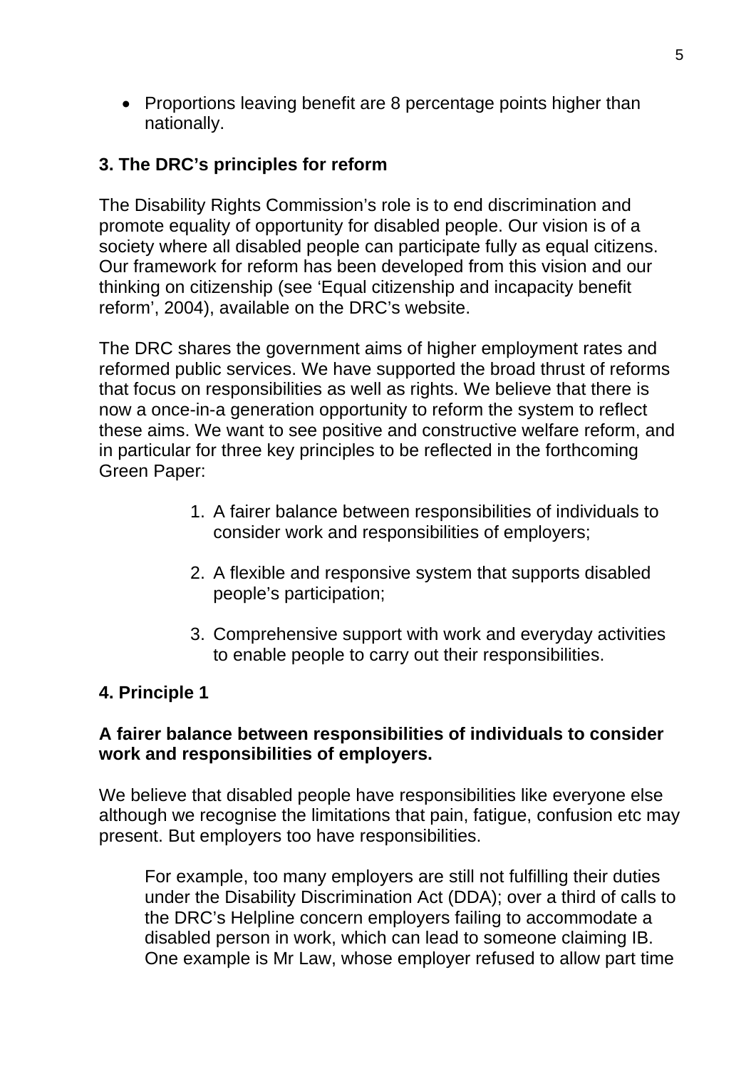- Proportions leaving benefit are 8 percentage points higher than nationally.

## 3. The DRC's principles for reform

The Disability Rights Commission's role is to end discrimination and promote equality of opportunity for disabled people. Our vision is of a society where all disabled people can participate fully as equal citizens. Our framework for reform has been developed from this vision and our thinking on citizenship (see 'Equal citizenship and incapacity benefit reform', 2004), available on the DRC's website.

The DRC shares the government aims of higher employment rates and reformed public services. We have supported the broad thrust of reforms that focus on responsibilities as well as rights. We believe that there is now a once-in-a generation opportunity to reform the system to reflect these aims. We want to see positive and constructive welfare reform, and in particular for three key principles to be reflected in the forthcoming Green Paper:

1. A fairer balance between responsibilities of individuals to consider work and responsibilities of employers;
2. A flexible and responsive system that supports disabled people's participation;
3. Comprehensive support with work and everyday activities to enable people to carry out their responsibilities.

## 4. Principle 1

**A fairer balance between responsibilities of individuals to consider work and responsibilities of employers.**

We believe that disabled people have responsibilities like everyone else although we recognise the limitations that pain, fatigue, confusion etc may present. But employers too have responsibilities.

> For example, too many employers are still not fulfilling their duties under the Disability Discrimination Act (DDA); over a third of calls to the DRC's Helpline concern employers failing to accommodate a disabled person in work, which can lead to someone claiming IB. One example is Mr Law, whose employer refused to allow part time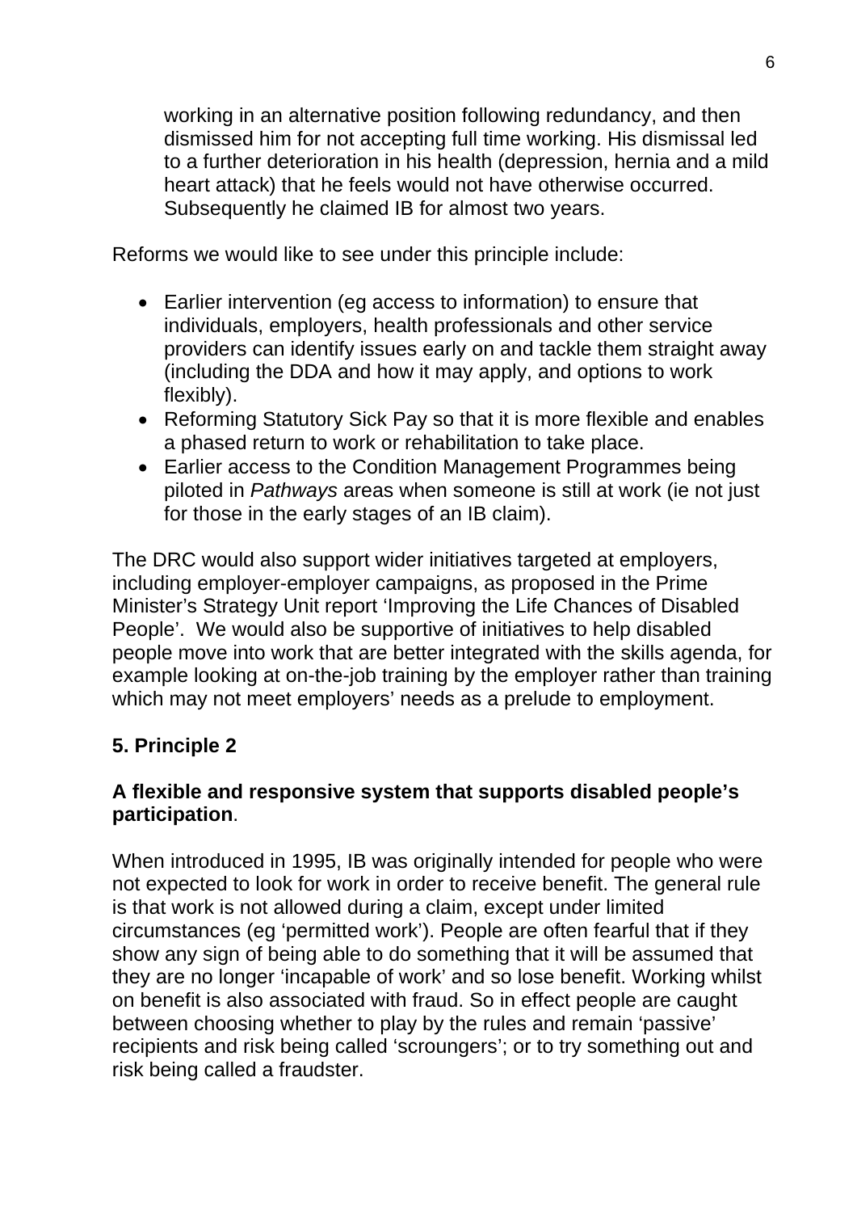working in an alternative position following redundancy, and then dismissed him for not accepting full time working. His dismissal led to a further deterioration in his health (depression, hernia and a mild heart attack) that he feels would not have otherwise occurred. Subsequently he claimed IB for almost two years.

Reforms we would like to see under this principle include:

- Earlier intervention (eg access to information) to ensure that individuals, employers, health professionals and other service providers can identify issues early on and tackle them straight away (including the DDA and how it may apply, and options to work flexibly).
- Reforming Statutory Sick Pay so that it is more flexible and enables a phased return to work or rehabilitation to take place.
- Earlier access to the Condition Management Programmes being piloted in *Pathways* areas when someone is still at work (ie not just for those in the early stages of an IB claim).

The DRC would also support wider initiatives targeted at employers, including employer-employer campaigns, as proposed in the Prime Minister's Strategy Unit report 'Improving the Life Chances of Disabled People'. We would also be supportive of initiatives to help disabled people move into work that are better integrated with the skills agenda, for example looking at on-the-job training by the employer rather than training which may not meet employers' needs as a prelude to employment.

## 5. Principle 2

**A flexible and responsive system that supports disabled people's participation**.

When introduced in 1995, IB was originally intended for people who were not expected to look for work in order to receive benefit. The general rule is that work is not allowed during a claim, except under limited circumstances (eg 'permitted work'). People are often fearful that if they show any sign of being able to do something that it will be assumed that they are no longer 'incapable of work' and so lose benefit. Working whilst on benefit is also associated with fraud. So in effect people are caught between choosing whether to play by the rules and remain 'passive' recipients and risk being called 'scroungers'; or to try something out and risk being called a fraudster.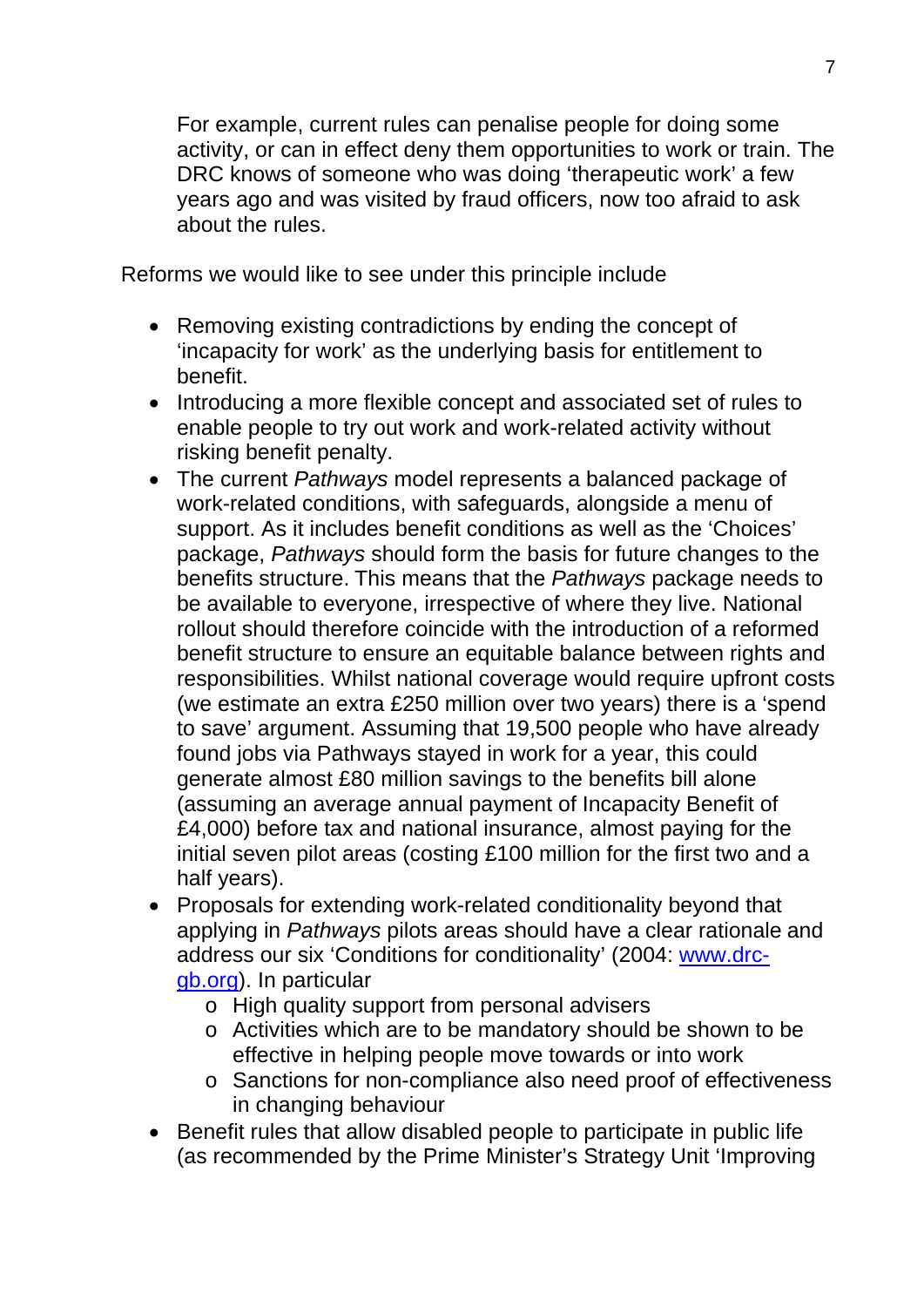For example, current rules can penalise people for doing some activity, or can in effect deny them opportunities to work or train. The DRC knows of someone who was doing 'therapeutic work' a few years ago and was visited by fraud officers, now too afraid to ask about the rules.

Reforms we would like to see under this principle include

- Removing existing contradictions by ending the concept of 'incapacity for work' as the underlying basis for entitlement to benefit.
- Introducing a more flexible concept and associated set of rules to enable people to try out work and work-related activity without risking benefit penalty.
- The current *Pathways* model represents a balanced package of work-related conditions, with safeguards, alongside a menu of support. As it includes benefit conditions as well as the 'Choices' package, *Pathways* should form the basis for future changes to the benefits structure. This means that the *Pathways* package needs to be available to everyone, irrespective of where they live. National rollout should therefore coincide with the introduction of a reformed benefit structure to ensure an equitable balance between rights and responsibilities. Whilst national coverage would require upfront costs (we estimate an extra £250 million over two years) there is a 'spend to save' argument. Assuming that 19,500 people who have already found jobs via Pathways stayed in work for a year, this could generate almost £80 million savings to the benefits bill alone (assuming an average annual payment of Incapacity Benefit of £4,000) before tax and national insurance, almost paying for the initial seven pilot areas (costing £100 million for the first two and a half years).
- Proposals for extending work-related conditionality beyond that applying in *Pathways* pilots areas should have a clear rationale and address our six 'Conditions for conditionality' (2004: [www.drc-gb.org](http://www.drc-gb.org)). In particular
  - High quality support from personal advisers
  - Activities which are to be mandatory should be shown to be effective in helping people move towards or into work
  - Sanctions for non-compliance also need proof of effectiveness in changing behaviour
- Benefit rules that allow disabled people to participate in public life (as recommended by the Prime Minister's Strategy Unit 'Improving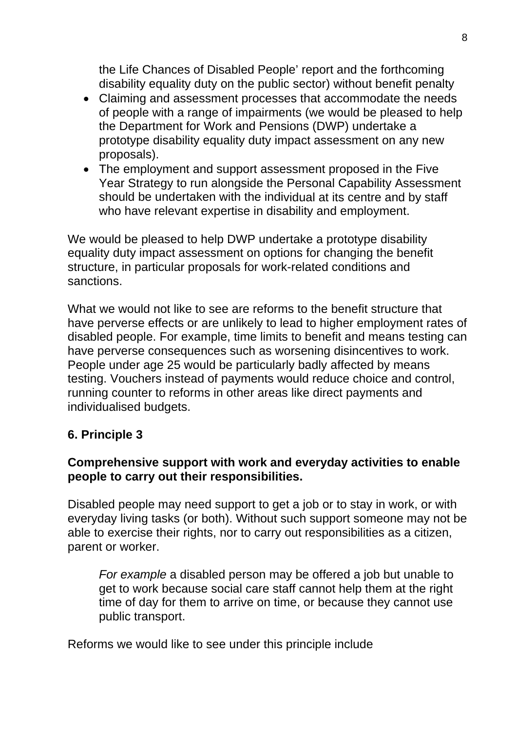the Life Chances of Disabled People' report and the forthcoming disability equality duty on the public sector) without benefit penalty

- Claiming and assessment processes that accommodate the needs of people with a range of impairments (we would be pleased to help the Department for Work and Pensions (DWP) undertake a prototype disability equality duty impact assessment on any new proposals).
- The employment and support assessment proposed in the Five Year Strategy to run alongside the Personal Capability Assessment should be undertaken with the individual at its centre and by staff who have relevant expertise in disability and employment.

We would be pleased to help DWP undertake a prototype disability equality duty impact assessment on options for changing the benefit structure, in particular proposals for work-related conditions and sanctions.

What we would not like to see are reforms to the benefit structure that have perverse effects or are unlikely to lead to higher employment rates of disabled people. For example, time limits to benefit and means testing can have perverse consequences such as worsening disincentives to work. People under age 25 would be particularly badly affected by means testing. Vouchers instead of payments would reduce choice and control, running counter to reforms in other areas like direct payments and individualised budgets.

## 6. Principle 3

**Comprehensive support with work and everyday activities to enable people to carry out their responsibilities.**

Disabled people may need support to get a job or to stay in work, or with everyday living tasks (or both). Without such support someone may not be able to exercise their rights, nor to carry out responsibilities as a citizen, parent or worker.

> *For example* a disabled person may be offered a job but unable to get to work because social care staff cannot help them at the right time of day for them to arrive on time, or because they cannot use public transport.

Reforms we would like to see under this principle include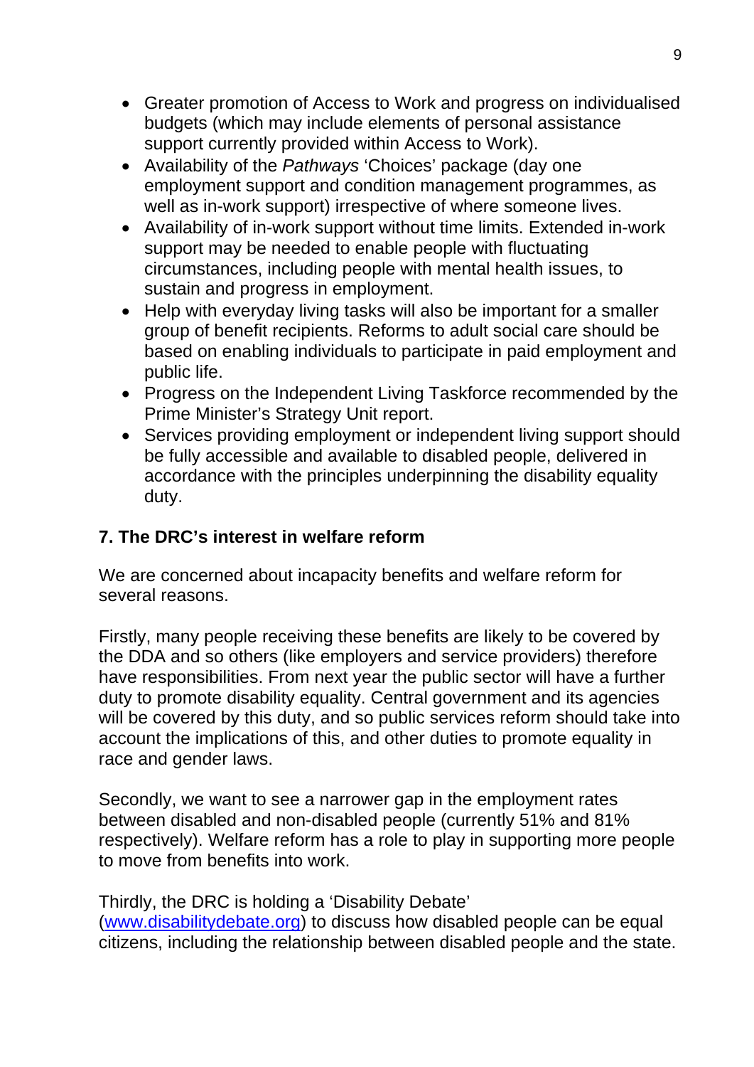- Greater promotion of Access to Work and progress on individualised budgets (which may include elements of personal assistance support currently provided within Access to Work).
- Availability of the *Pathways* 'Choices' package (day one employment support and condition management programmes, as well as in-work support) irrespective of where someone lives.
- Availability of in-work support without time limits. Extended in-work support may be needed to enable people with fluctuating circumstances, including people with mental health issues, to sustain and progress in employment.
- Help with everyday living tasks will also be important for a smaller group of benefit recipients. Reforms to adult social care should be based on enabling individuals to participate in paid employment and public life.
- Progress on the Independent Living Taskforce recommended by the Prime Minister's Strategy Unit report.
- Services providing employment or independent living support should be fully accessible and available to disabled people, delivered in accordance with the principles underpinning the disability equality duty.

**7. The DRC's interest in welfare reform**

We are concerned about incapacity benefits and welfare reform for several reasons.

Firstly, many people receiving these benefits are likely to be covered by the DDA and so others (like employers and service providers) therefore have responsibilities. From next year the public sector will have a further duty to promote disability equality. Central government and its agencies will be covered by this duty, and so public services reform should take into account the implications of this, and other duties to promote equality in race and gender laws.

Secondly, we want to see a narrower gap in the employment rates between disabled and non-disabled people (currently 51% and 81% respectively). Welfare reform has a role to play in supporting more people to move from benefits into work.

Thirdly, the DRC is holding a 'Disability Debate' ([www.disabilitydebate.org](http://www.disabilitydebate.org)) to discuss how disabled people can be equal citizens, including the relationship between disabled people and the state.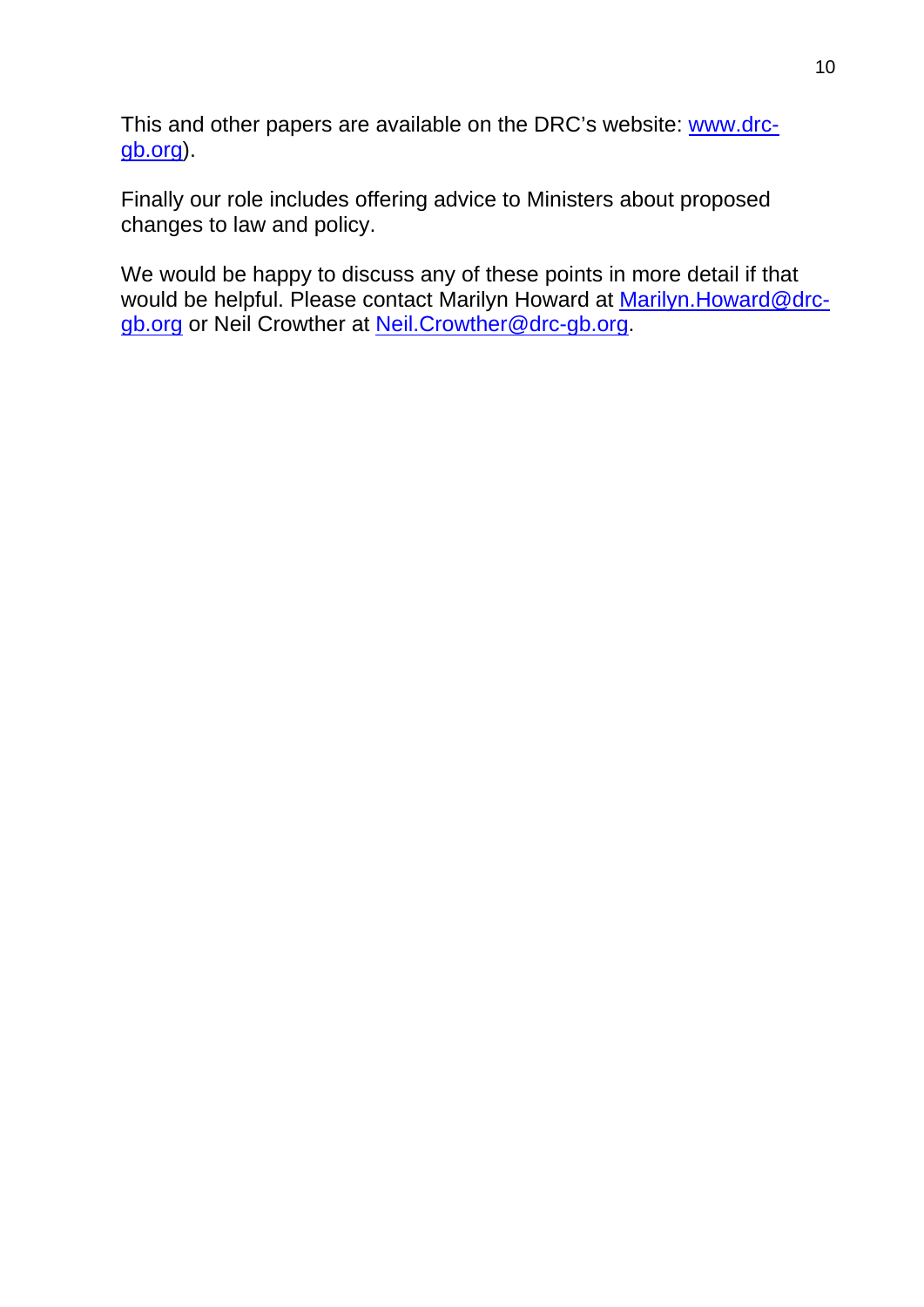This and other papers are available on the DRC's website: www.drc-gb.org).

Finally our role includes offering advice to Ministers about proposed changes to law and policy.

We would be happy to discuss any of these points in more detail if that would be helpful. Please contact Marilyn Howard at Marilyn.Howard@drc-gb.org or Neil Crowther at Neil.Crowther@drc-gb.org.